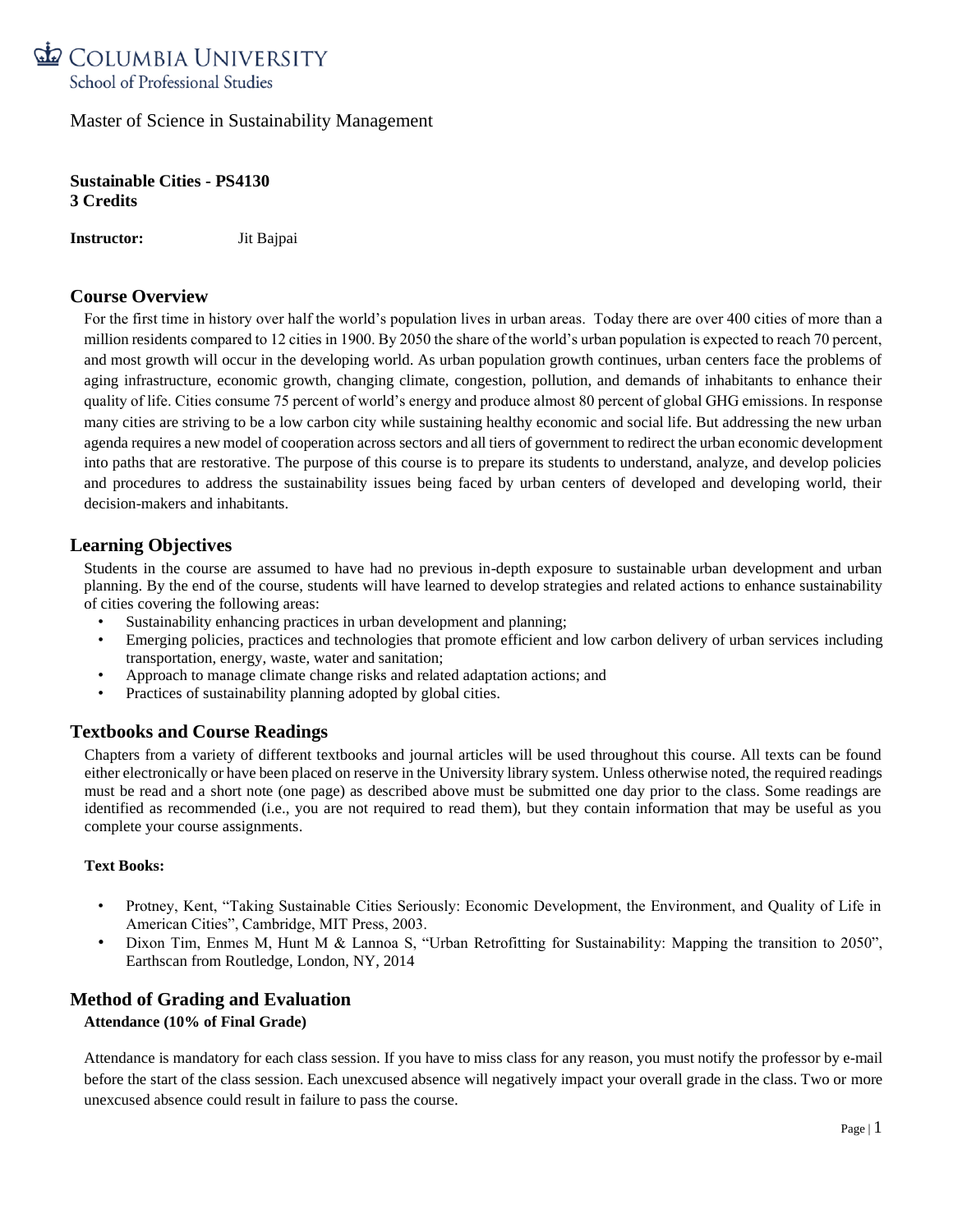COLUMBIA UNIVERSITY
School of Professional Studies

Master of Science in Sustainability Management

**Sustainable Cities - PS4130**
**3 Credits**

**Instructor:** Jit Bajpai

## Course Overview

For the first time in history over half the world's population lives in urban areas. Today there are over 400 cities of more than a million residents compared to 12 cities in 1900. By 2050 the share of the world's urban population is expected to reach 70 percent, and most growth will occur in the developing world. As urban population growth continues, urban centers face the problems of aging infrastructure, economic growth, changing climate, congestion, pollution, and demands of inhabitants to enhance their quality of life. Cities consume 75 percent of world's energy and produce almost 80 percent of global GHG emissions. In response many cities are striving to be a low carbon city while sustaining healthy economic and social life. But addressing the new urban agenda requires a new model of cooperation across sectors and all tiers of government to redirect the urban economic development into paths that are restorative. The purpose of this course is to prepare its students to understand, analyze, and develop policies and procedures to address the sustainability issues being faced by urban centers of developed and developing world, their decision-makers and inhabitants.

## Learning Objectives

Students in the course are assumed to have had no previous in-depth exposure to sustainable urban development and urban planning. By the end of the course, students will have learned to develop strategies and related actions to enhance sustainability of cities covering the following areas:

- Sustainability enhancing practices in urban development and planning;
- Emerging policies, practices and technologies that promote efficient and low carbon delivery of urban services including transportation, energy, waste, water and sanitation;
- Approach to manage climate change risks and related adaptation actions; and
- Practices of sustainability planning adopted by global cities.

## Textbooks and Course Readings

Chapters from a variety of different textbooks and journal articles will be used throughout this course. All texts can be found either electronically or have been placed on reserve in the University library system. Unless otherwise noted, the required readings must be read and a short note (one page) as described above must be submitted one day prior to the class. Some readings are identified as recommended (i.e., you are not required to read them), but they contain information that may be useful as you complete your course assignments.

**Text Books:**

- Protney, Kent, "Taking Sustainable Cities Seriously: Economic Development, the Environment, and Quality of Life in American Cities", Cambridge, MIT Press, 2003.
- Dixon Tim, Enmes M, Hunt M & Lannoa S, "Urban Retrofitting for Sustainability: Mapping the transition to 2050", Earthscan from Routledge, London, NY, 2014

## Method of Grading and Evaluation

**Attendance (10% of Final Grade)**

Attendance is mandatory for each class session. If you have to miss class for any reason, you must notify the professor by e-mail before the start of the class session. Each unexcused absence will negatively impact your overall grade in the class. Two or more unexcused absence could result in failure to pass the course.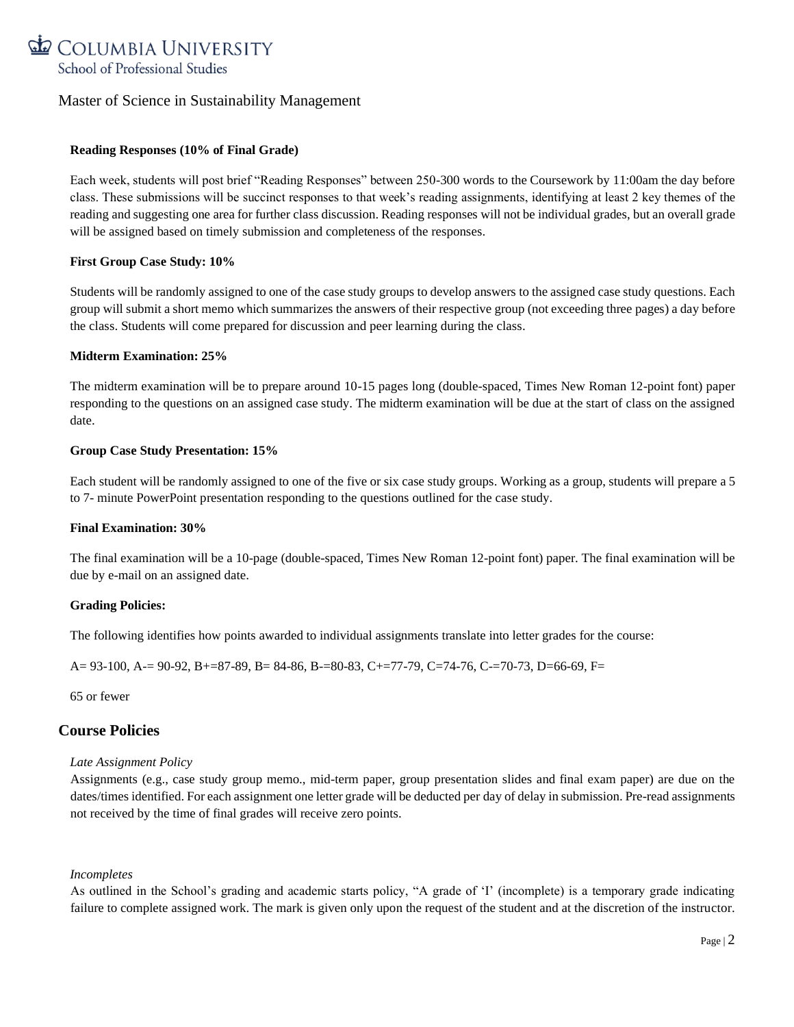#### Reading Responses (10% of Final Grade)

Each week, students will post brief "Reading Responses" between 250-300 words to the Coursework by 11:00am the day before class. These submissions will be succinct responses to that week's reading assignments, identifying at least 2 key themes of the reading and suggesting one area for further class discussion. Reading responses will not be individual grades, but an overall grade will be assigned based on timely submission and completeness of the responses.

#### First Group Case Study: 10%

Students will be randomly assigned to one of the case study groups to develop answers to the assigned case study questions. Each group will submit a short memo which summarizes the answers of their respective group (not exceeding three pages) a day before the class. Students will come prepared for discussion and peer learning during the class.

#### Midterm Examination: 25%

The midterm examination will be to prepare around 10-15 pages long (double-spaced, Times New Roman 12-point font) paper responding to the questions on an assigned case study. The midterm examination will be due at the start of class on the assigned date.

#### Group Case Study Presentation: 15%

Each student will be randomly assigned to one of the five or six case study groups. Working as a group, students will prepare a 5 to 7- minute PowerPoint presentation responding to the questions outlined for the case study.

#### Final Examination: 30%

The final examination will be a 10-page (double-spaced, Times New Roman 12-point font) paper. The final examination will be due by e-mail on an assigned date.

#### Grading Policies:

The following identifies how points awarded to individual assignments translate into letter grades for the course:

A= 93-100, A-= 90-92, B+=87-89, B= 84-86, B-=80-83, C+=77-79, C=74-76, C-=70-73, D=66-69, F=

65 or fewer

## Course Policies

*Late Assignment Policy*

Assignments (e.g., case study group memo., mid-term paper, group presentation slides and final exam paper) are due on the dates/times identified. For each assignment one letter grade will be deducted per day of delay in submission. Pre-read assignments not received by the time of final grades will receive zero points.

*Incompletes*

As outlined in the School's grading and academic starts policy, "A grade of 'I' (incomplete) is a temporary grade indicating failure to complete assigned work. The mark is given only upon the request of the student and at the discretion of the instructor.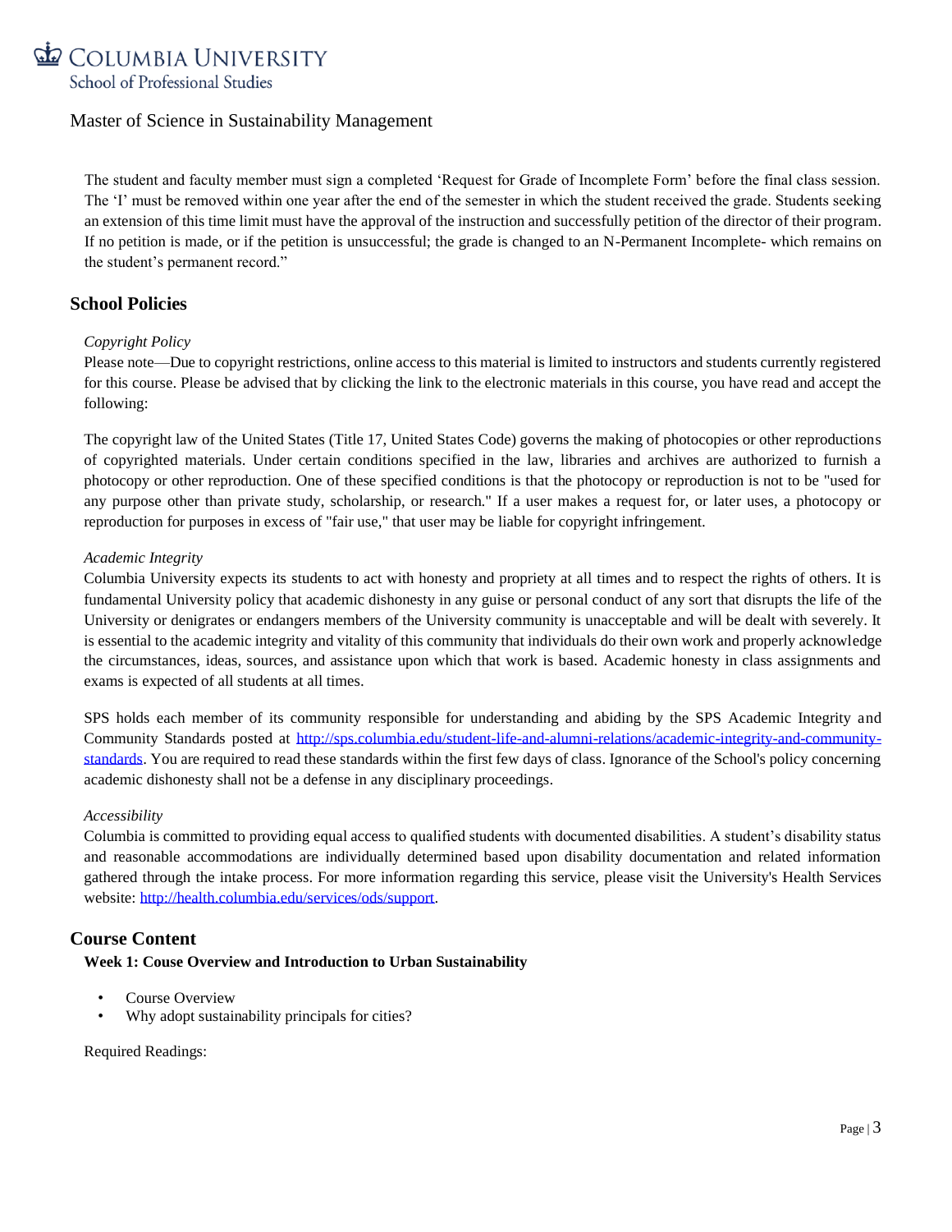The student and faculty member must sign a completed 'Request for Grade of Incomplete Form' before the final class session. The 'I' must be removed within one year after the end of the semester in which the student received the grade. Students seeking an extension of this time limit must have the approval of the instruction and successfully petition of the director of their program. If no petition is made, or if the petition is unsuccessful; the grade is changed to an N-Permanent Incomplete- which remains on the student's permanent record."

## School Policies

*Copyright Policy*
Please note—Due to copyright restrictions, online access to this material is limited to instructors and students currently registered for this course. Please be advised that by clicking the link to the electronic materials in this course, you have read and accept the following:

The copyright law of the United States (Title 17, United States Code) governs the making of photocopies or other reproductions of copyrighted materials. Under certain conditions specified in the law, libraries and archives are authorized to furnish a photocopy or other reproduction. One of these specified conditions is that the photocopy or reproduction is not to be "used for any purpose other than private study, scholarship, or research." If a user makes a request for, or later uses, a photocopy or reproduction for purposes in excess of "fair use," that user may be liable for copyright infringement.

*Academic Integrity*
Columbia University expects its students to act with honesty and propriety at all times and to respect the rights of others. It is fundamental University policy that academic dishonesty in any guise or personal conduct of any sort that disrupts the life of the University or denigrates or endangers members of the University community is unacceptable and will be dealt with severely. It is essential to the academic integrity and vitality of this community that individuals do their own work and properly acknowledge the circumstances, ideas, sources, and assistance upon which that work is based. Academic honesty in class assignments and exams is expected of all students at all times.

SPS holds each member of its community responsible for understanding and abiding by the SPS Academic Integrity and Community Standards posted at [http://sps.columbia.edu/student-life-and-alumni-relations/academic-integrity-and-community-standards](http://sps.columbia.edu/student-life-and-alumni-relations/academic-integrity-and-community-standards). You are required to read these standards within the first few days of class. Ignorance of the School's policy concerning academic dishonesty shall not be a defense in any disciplinary proceedings.

*Accessibility*
Columbia is committed to providing equal access to qualified students with documented disabilities. A student's disability status and reasonable accommodations are individually determined based upon disability documentation and related information gathered through the intake process. For more information regarding this service, please visit the University's Health Services website: [http://health.columbia.edu/services/ods/support](http://health.columbia.edu/services/ods/support).

## Course Content

**Week 1: Couse Overview and Introduction to Urban Sustainability**

- Course Overview
- Why adopt sustainability principals for cities?

Required Readings: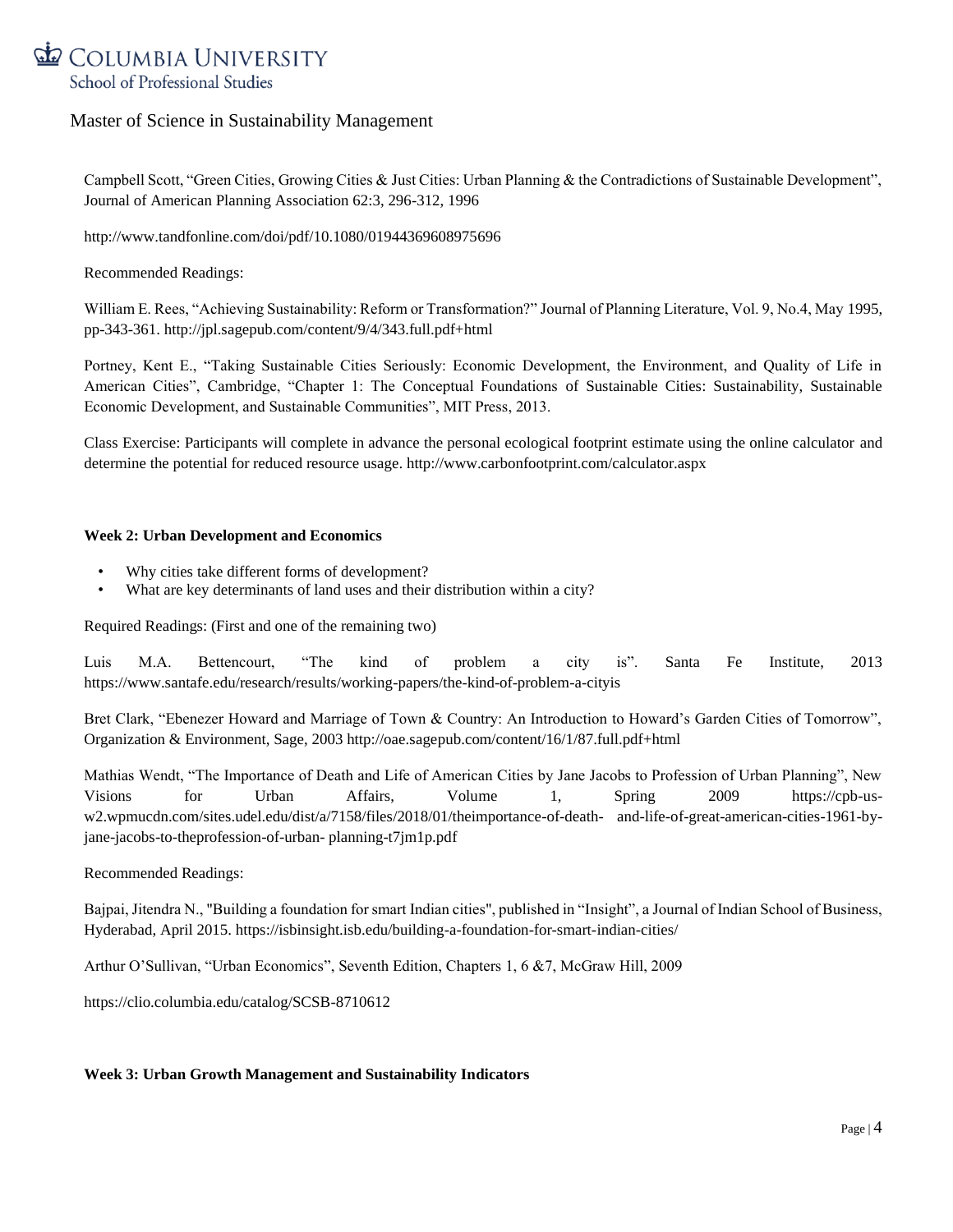Campbell Scott, "Green Cities, Growing Cities & Just Cities: Urban Planning & the Contradictions of Sustainable Development", Journal of American Planning Association 62:3, 296-312, 1996

http://www.tandfonline.com/doi/pdf/10.1080/01944369608975696

Recommended Readings:

William E. Rees, "Achieving Sustainability: Reform or Transformation?" Journal of Planning Literature, Vol. 9, No.4, May 1995, pp-343-361. http://jpl.sagepub.com/content/9/4/343.full.pdf+html

Portney, Kent E., "Taking Sustainable Cities Seriously: Economic Development, the Environment, and Quality of Life in American Cities", Cambridge, "Chapter 1: The Conceptual Foundations of Sustainable Cities: Sustainability, Sustainable Economic Development, and Sustainable Communities", MIT Press, 2013.

Class Exercise: Participants will complete in advance the personal ecological footprint estimate using the online calculator and determine the potential for reduced resource usage. http://www.carbonfootprint.com/calculator.aspx

**Week 2: Urban Development and Economics**

- Why cities take different forms of development?
- What are key determinants of land uses and their distribution within a city?

Required Readings: (First and one of the remaining two)

Luis M.A. Bettencourt, "The kind of problem a city is". Santa Fe Institute, 2013 https://www.santafe.edu/research/results/working-papers/the-kind-of-problem-a-cityis

Bret Clark, "Ebenezer Howard and Marriage of Town & Country: An Introduction to Howard's Garden Cities of Tomorrow", Organization & Environment, Sage, 2003 http://oae.sagepub.com/content/16/1/87.full.pdf+html

Mathias Wendt, "The Importance of Death and Life of American Cities by Jane Jacobs to Profession of Urban Planning", New Visions for Urban Affairs, Volume 1, Spring 2009 https://cpb-us-w2.wpmucdn.com/sites.udel.edu/dist/a/7158/files/2018/01/theimportance-of-death- and-life-of-great-american-cities-1961-by-jane-jacobs-to-theprofession-of-urban- planning-t7jm1p.pdf

Recommended Readings:

Bajpai, Jitendra N., "Building a foundation for smart Indian cities", published in "Insight", a Journal of Indian School of Business, Hyderabad, April 2015. https://isbinsight.isb.edu/building-a-foundation-for-smart-indian-cities/

Arthur O'Sullivan, "Urban Economics", Seventh Edition, Chapters 1, 6 &7, McGraw Hill, 2009

https://clio.columbia.edu/catalog/SCSB-8710612

**Week 3: Urban Growth Management and Sustainability Indicators**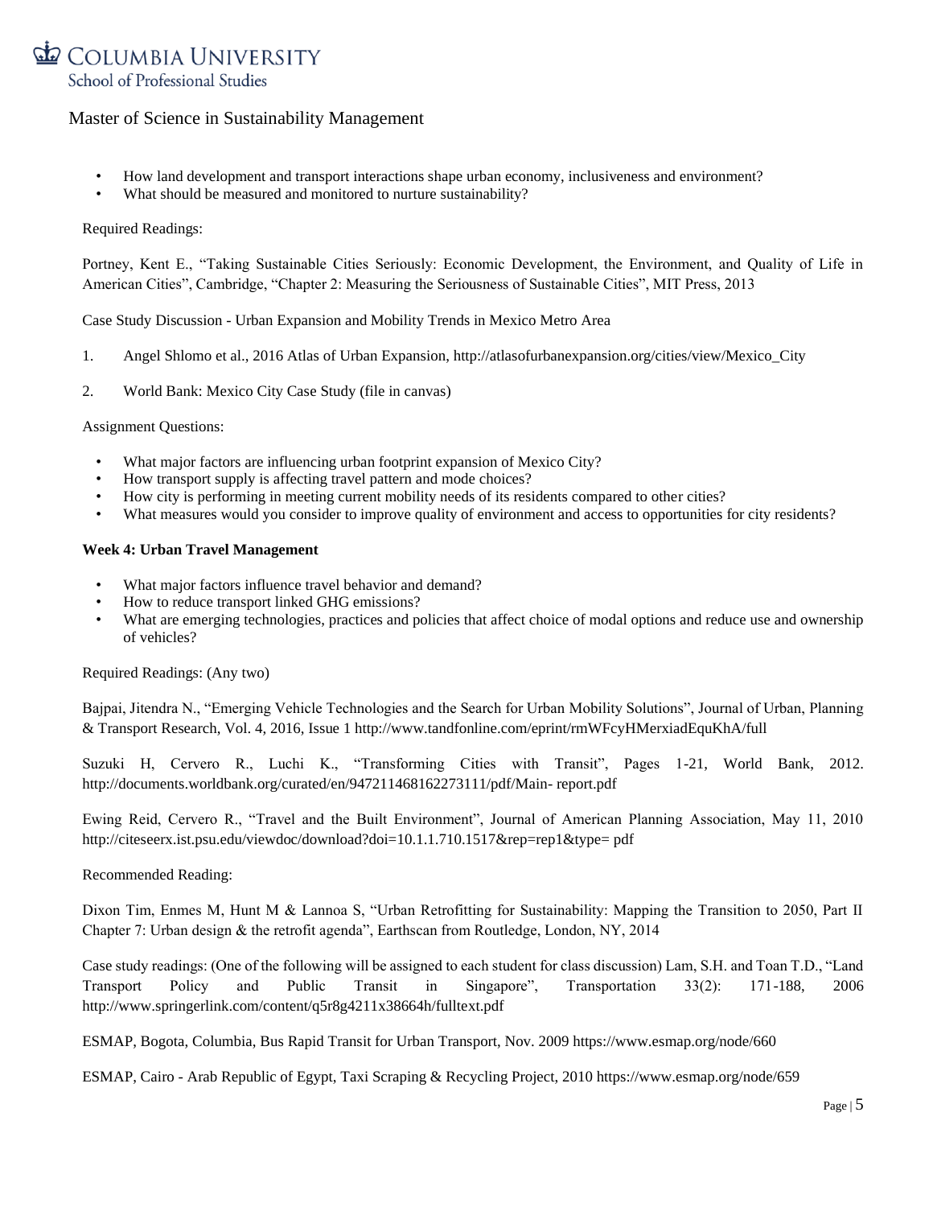- How land development and transport interactions shape urban economy, inclusiveness and environment?
- What should be measured and monitored to nurture sustainability?

Required Readings:

Portney, Kent E., "Taking Sustainable Cities Seriously: Economic Development, the Environment, and Quality of Life in American Cities", Cambridge, "Chapter 2: Measuring the Seriousness of Sustainable Cities", MIT Press, 2013

Case Study Discussion - Urban Expansion and Mobility Trends in Mexico Metro Area

1. Angel Shlomo et al., 2016 Atlas of Urban Expansion, http://atlasofurbanexpansion.org/cities/view/Mexico_City

2. World Bank: Mexico City Case Study (file in canvas)

Assignment Questions:

- What major factors are influencing urban footprint expansion of Mexico City?
- How transport supply is affecting travel pattern and mode choices?
- How city is performing in meeting current mobility needs of its residents compared to other cities?
- What measures would you consider to improve quality of environment and access to opportunities for city residents?

**Week 4: Urban Travel Management**

- What major factors influence travel behavior and demand?
- How to reduce transport linked GHG emissions?
- What are emerging technologies, practices and policies that affect choice of modal options and reduce use and ownership of vehicles?

Required Readings: (Any two)

Bajpai, Jitendra N., "Emerging Vehicle Technologies and the Search for Urban Mobility Solutions", Journal of Urban, Planning & Transport Research, Vol. 4, 2016, Issue 1 http://www.tandfonline.com/eprint/rmWFcyHMerxiadEquKhA/full

Suzuki H, Cervero R., Luchi K., "Transforming Cities with Transit", Pages 1-21, World Bank, 2012. http://documents.worldbank.org/curated/en/947211468162273111/pdf/Main- report.pdf

Ewing Reid, Cervero R., "Travel and the Built Environment", Journal of American Planning Association, May 11, 2010 http://citeseerx.ist.psu.edu/viewdoc/download?doi=10.1.1.710.1517&rep=rep1&type= pdf

Recommended Reading:

Dixon Tim, Enmes M, Hunt M & Lannoa S, "Urban Retrofitting for Sustainability: Mapping the Transition to 2050, Part II Chapter 7: Urban design & the retrofit agenda", Earthscan from Routledge, London, NY, 2014

Case study readings: (One of the following will be assigned to each student for class discussion) Lam, S.H. and Toan T.D., "Land Transport Policy and Public Transit in Singapore", Transportation 33(2): 171-188, 2006 http://www.springerlink.com/content/q5r8g4211x38664h/fulltext.pdf

ESMAP, Bogota, Columbia, Bus Rapid Transit for Urban Transport, Nov. 2009 https://www.esmap.org/node/660

ESMAP, Cairo - Arab Republic of Egypt, Taxi Scraping & Recycling Project, 2010 https://www.esmap.org/node/659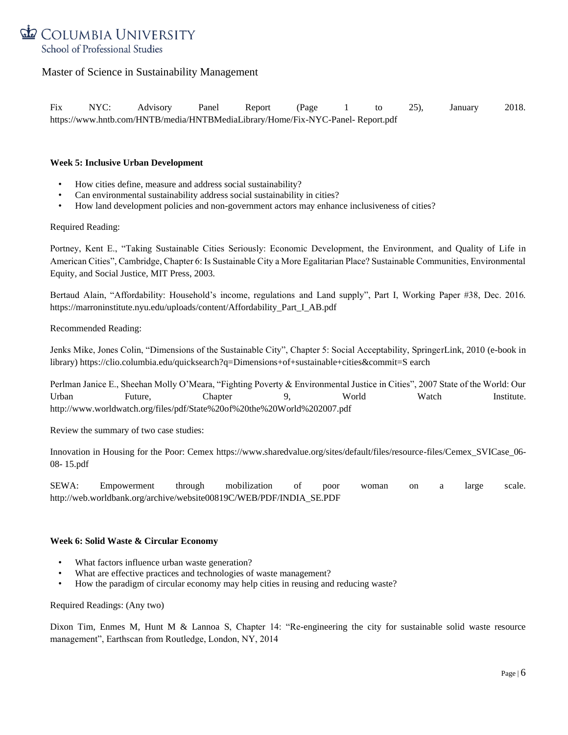Fix NYC: Advisory Panel Report (Page 1 to 25), January 2018. https://www.hntb.com/HNTB/media/HNTBMediaLibrary/Home/Fix-NYC-Panel- Report.pdf

**Week 5: Inclusive Urban Development**

- How cities define, measure and address social sustainability?
- Can environmental sustainability address social sustainability in cities?
- How land development policies and non-government actors may enhance inclusiveness of cities?

Required Reading:

Portney, Kent E., "Taking Sustainable Cities Seriously: Economic Development, the Environment, and Quality of Life in American Cities", Cambridge, Chapter 6: Is Sustainable City a More Egalitarian Place? Sustainable Communities, Environmental Equity, and Social Justice, MIT Press, 2003.

Bertaud Alain, "Affordability: Household's income, regulations and Land supply", Part I, Working Paper #38, Dec. 2016. https://marroninstitute.nyu.edu/uploads/content/Affordability_Part_I_AB.pdf

Recommended Reading:

Jenks Mike, Jones Colin, "Dimensions of the Sustainable City", Chapter 5: Social Acceptability, SpringerLink, 2010 (e-book in library) https://clio.columbia.edu/quicksearch?q=Dimensions+of+sustainable+cities&commit=S earch

Perlman Janice E., Sheehan Molly O'Meara, "Fighting Poverty & Environmental Justice in Cities", 2007 State of the World: Our Urban Future, Chapter 9, World Watch Institute. http://www.worldwatch.org/files/pdf/State%20of%20the%20World%202007.pdf

Review the summary of two case studies:

Innovation in Housing for the Poor: Cemex https://www.sharedvalue.org/sites/default/files/resource-files/Cemex_SVICase_06-08- 15.pdf

SEWA: Empowerment through mobilization of poor woman on a large scale. http://web.worldbank.org/archive/website00819C/WEB/PDF/INDIA_SE.PDF

**Week 6: Solid Waste & Circular Economy**

- What factors influence urban waste generation?
- What are effective practices and technologies of waste management?
- How the paradigm of circular economy may help cities in reusing and reducing waste?

Required Readings: (Any two)

Dixon Tim, Enmes M, Hunt M & Lannoa S, Chapter 14: "Re-engineering the city for sustainable solid waste resource management", Earthscan from Routledge, London, NY, 2014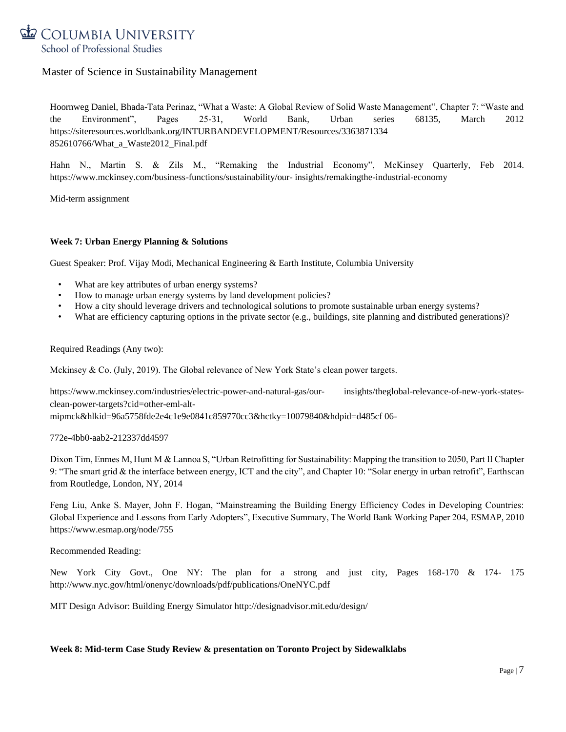Hoornweg Daniel, Bhada-Tata Perinaz, "What a Waste: A Global Review of Solid Waste Management", Chapter 7: "Waste and the Environment", Pages 25-31, World Bank, Urban series 68135, March 2012 https://siteresources.worldbank.org/INTURBANDEVELOPMENT/Resources/3363871334 852610766/What_a_Waste2012_Final.pdf

Hahn N., Martin S. & Zils M., "Remaking the Industrial Economy", McKinsey Quarterly, Feb 2014. https://www.mckinsey.com/business-functions/sustainability/our- insights/remakingthe-industrial-economy

Mid-term assignment

**Week 7: Urban Energy Planning & Solutions**

Guest Speaker: Prof. Vijay Modi, Mechanical Engineering & Earth Institute, Columbia University

- What are key attributes of urban energy systems?
- How to manage urban energy systems by land development policies?
- How a city should leverage drivers and technological solutions to promote sustainable urban energy systems?
- What are efficiency capturing options in the private sector (e.g., buildings, site planning and distributed generations)?

Required Readings (Any two):

Mckinsey & Co. (July, 2019). The Global relevance of New York State's clean power targets.

https://www.mckinsey.com/industries/electric-power-and-natural-gas/our- insights/theglobal-relevance-of-new-york-states-clean-power-targets?cid=other-eml-alt-mipmck&hlkid=96a5758fde2e4c1e9e0841c859770cc3&hctky=10079840&hdpid=d485cf 06-

772e-4bb0-aab2-212337dd4597

Dixon Tim, Enmes M, Hunt M & Lannoa S, "Urban Retrofitting for Sustainability: Mapping the transition to 2050, Part II Chapter 9: "The smart grid & the interface between energy, ICT and the city", and Chapter 10: "Solar energy in urban retrofit", Earthscan from Routledge, London, NY, 2014

Feng Liu, Anke S. Mayer, John F. Hogan, "Mainstreaming the Building Energy Efficiency Codes in Developing Countries: Global Experience and Lessons from Early Adopters", Executive Summary, The World Bank Working Paper 204, ESMAP, 2010 https://www.esmap.org/node/755

Recommended Reading:

New York City Govt., One NY: The plan for a strong and just city, Pages 168-170 & 174- 175 http://www.nyc.gov/html/onenyc/downloads/pdf/publications/OneNYC.pdf

MIT Design Advisor: Building Energy Simulator http://designadvisor.mit.edu/design/

**Week 8: Mid-term Case Study Review & presentation on Toronto Project by Sidewalklabs**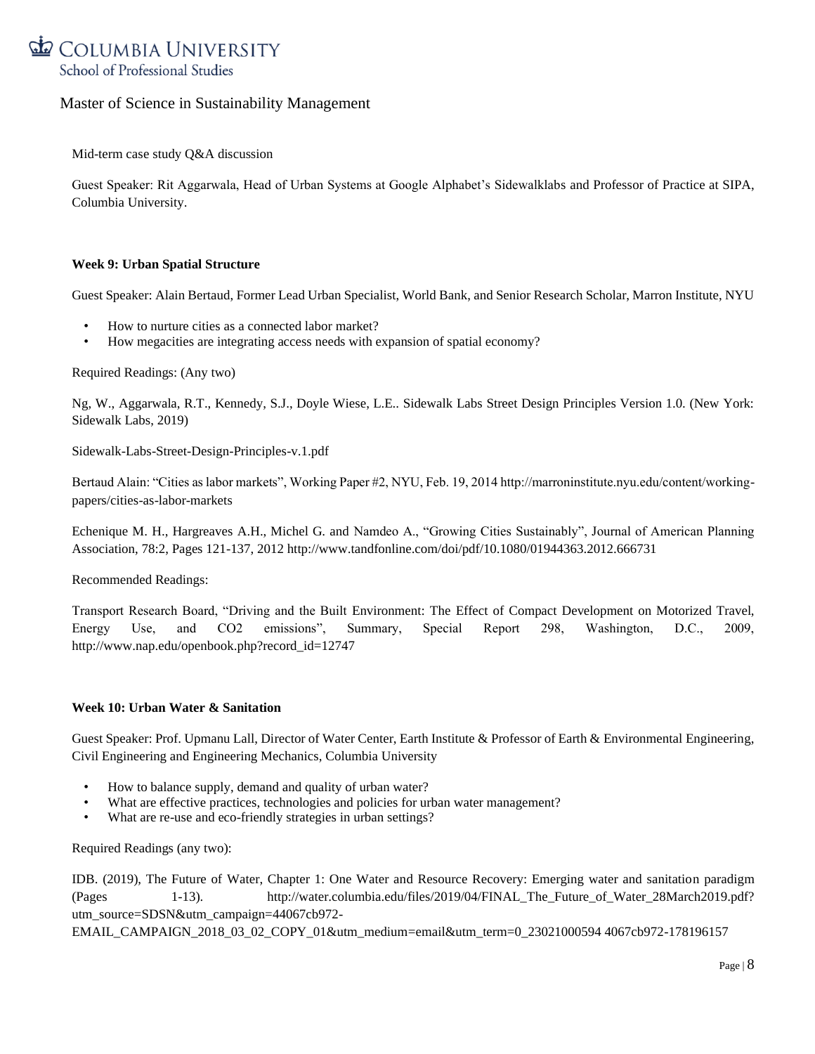Mid-term case study Q&A discussion

Guest Speaker: Rit Aggarwala, Head of Urban Systems at Google Alphabet's Sidewalklabs and Professor of Practice at SIPA, Columbia University.

**Week 9: Urban Spatial Structure**

Guest Speaker: Alain Bertaud, Former Lead Urban Specialist, World Bank, and Senior Research Scholar, Marron Institute, NYU

- How to nurture cities as a connected labor market?
- How megacities are integrating access needs with expansion of spatial economy?

Required Readings: (Any two)

Ng, W., Aggarwala, R.T., Kennedy, S.J., Doyle Wiese, L.E.. Sidewalk Labs Street Design Principles Version 1.0. (New York: Sidewalk Labs, 2019)

Sidewalk-Labs-Street-Design-Principles-v.1.pdf

Bertaud Alain: "Cities as labor markets", Working Paper #2, NYU, Feb. 19, 2014 http://marroninstitute.nyu.edu/content/working-papers/cities-as-labor-markets

Echenique M. H., Hargreaves A.H., Michel G. and Namdeo A., "Growing Cities Sustainably", Journal of American Planning Association, 78:2, Pages 121-137, 2012 http://www.tandfonline.com/doi/pdf/10.1080/01944363.2012.666731

Recommended Readings:

Transport Research Board, "Driving and the Built Environment: The Effect of Compact Development on Motorized Travel, Energy Use, and CO2 emissions", Summary, Special Report 298, Washington, D.C., 2009, http://www.nap.edu/openbook.php?record_id=12747

**Week 10: Urban Water & Sanitation**

Guest Speaker: Prof. Upmanu Lall, Director of Water Center, Earth Institute & Professor of Earth & Environmental Engineering, Civil Engineering and Engineering Mechanics, Columbia University

- How to balance supply, demand and quality of urban water?
- What are effective practices, technologies and policies for urban water management?
- What are re-use and eco-friendly strategies in urban settings?

Required Readings (any two):

IDB. (2019), The Future of Water, Chapter 1: One Water and Resource Recovery: Emerging water and sanitation paradigm (Pages 1-13). http://water.columbia.edu/files/2019/04/FINAL_The_Future_of_Water_28March2019.pdf?utm_source=SDSN&utm_campaign=44067cb972-EMAIL_CAMPAIGN_2018_03_02_COPY_01&utm_medium=email&utm_term=0_23021000594 4067cb972-178196157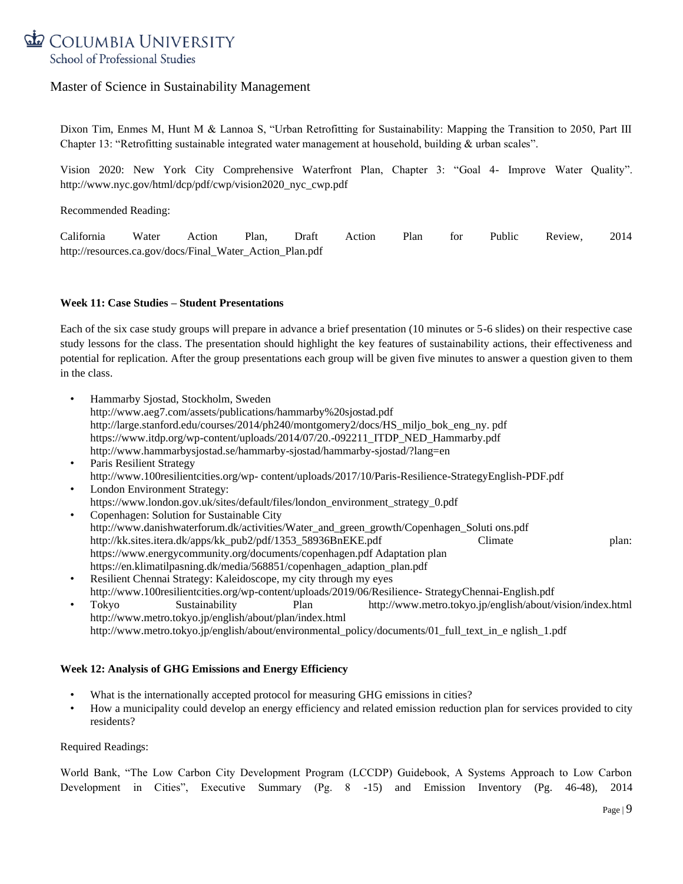Dixon Tim, Enmes M, Hunt M & Lannoa S, "Urban Retrofitting for Sustainability: Mapping the Transition to 2050, Part III Chapter 13: "Retrofitting sustainable integrated water management at household, building & urban scales".

Vision 2020: New York City Comprehensive Waterfront Plan, Chapter 3: "Goal 4- Improve Water Quality". http://www.nyc.gov/html/dcp/pdf/cwp/vision2020_nyc_cwp.pdf

Recommended Reading:

California Water Action Plan, Draft Action Plan for Public Review, 2014 http://resources.ca.gov/docs/Final_Water_Action_Plan.pdf

**Week 11: Case Studies – Student Presentations**

Each of the six case study groups will prepare in advance a brief presentation (10 minutes or 5-6 slides) on their respective case study lessons for the class. The presentation should highlight the key features of sustainability actions, their effectiveness and potential for replication. After the group presentations each group will be given five minutes to answer a question given to them in the class.

- Hammarby Sjostad, Stockholm, Sweden
  http://www.aeg7.com/assets/publications/hammarby%20sjostad.pdf
  http://large.stanford.edu/courses/2014/ph240/montgomery2/docs/HS_miljo_bok_eng_ny. pdf
  https://www.itdp.org/wp-content/uploads/2014/07/20.-092211_ITDP_NED_Hammarby.pdf
  http://www.hammarbysjostad.se/hammarby-sjostad/hammarby-sjostad/?lang=en
- Paris Resilient Strategy
  http://www.100resilientcities.org/wp- content/uploads/2017/10/Paris-Resilience-StrategyEnglish-PDF.pdf
- London Environment Strategy:
  https://www.london.gov.uk/sites/default/files/london_environment_strategy_0.pdf
- Copenhagen: Solution for Sustainable City
  http://www.danishwaterforum.dk/activities/Water_and_green_growth/Copenhagen_Soluti ons.pdf
  http://kk.sites.itera.dk/apps/kk_pub2/pdf/1353_58936BnEKE.pdf Climate plan: https://www.energycommunity.org/documents/copenhagen.pdf Adaptation plan
  https://en.klimatilpasning.dk/media/568851/copenhagen_adaption_plan.pdf
- Resilient Chennai Strategy: Kaleidoscope, my city through my eyes
  http://www.100resilientcities.org/wp-content/uploads/2019/06/Resilience- StrategyChennai-English.pdf
- Tokyo Sustainability Plan http://www.metro.tokyo.jp/english/about/vision/index.html
  http://www.metro.tokyo.jp/english/about/plan/index.html
  http://www.metro.tokyo.jp/english/about/environmental_policy/documents/01_full_text_in_e nglish_1.pdf

**Week 12: Analysis of GHG Emissions and Energy Efficiency**

- What is the internationally accepted protocol for measuring GHG emissions in cities?
- How a municipality could develop an energy efficiency and related emission reduction plan for services provided to city residents?

Required Readings:

World Bank, "The Low Carbon City Development Program (LCCDP) Guidebook, A Systems Approach to Low Carbon Development in Cities", Executive Summary (Pg. 8 -15) and Emission Inventory (Pg. 46-48), 2014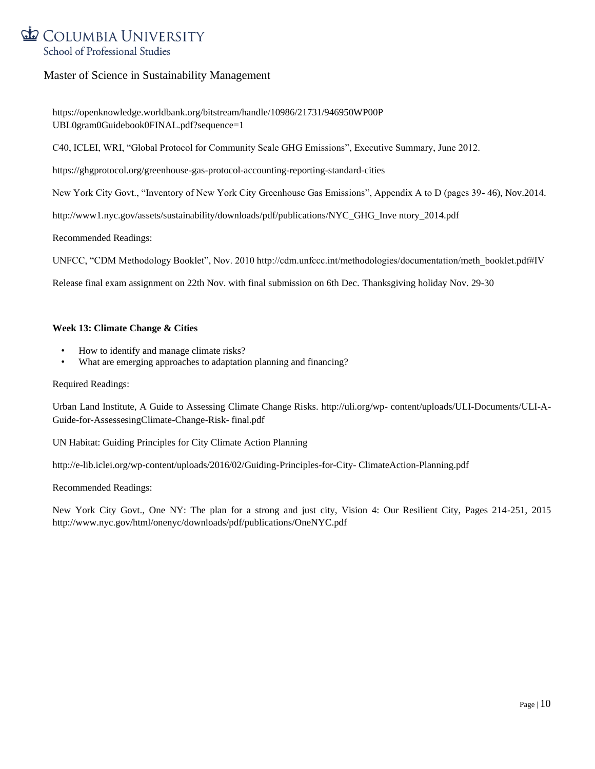https://openknowledge.worldbank.org/bitstream/handle/10986/21731/946950WP00P UBL0gram0Guidebook0FINAL.pdf?sequence=1

C40, ICLEI, WRI, "Global Protocol for Community Scale GHG Emissions", Executive Summary, June 2012.

https://ghgprotocol.org/greenhouse-gas-protocol-accounting-reporting-standard-cities

New York City Govt., "Inventory of New York City Greenhouse Gas Emissions", Appendix A to D (pages 39- 46), Nov.2014.

http://www1.nyc.gov/assets/sustainability/downloads/pdf/publications/NYC_GHG_Inve ntory_2014.pdf

Recommended Readings:

UNFCC, "CDM Methodology Booklet", Nov. 2010 http://cdm.unfccc.int/methodologies/documentation/meth_booklet.pdf#IV

Release final exam assignment on 22th Nov. with final submission on 6th Dec. Thanksgiving holiday Nov. 29-30

**Week 13: Climate Change & Cities**

- How to identify and manage climate risks?
- What are emerging approaches to adaptation planning and financing?

Required Readings:

Urban Land Institute, A Guide to Assessing Climate Change Risks. http://uli.org/wp- content/uploads/ULI-Documents/ULI-A-Guide-for-AssessesingClimate-Change-Risk- final.pdf

UN Habitat: Guiding Principles for City Climate Action Planning

http://e-lib.iclei.org/wp-content/uploads/2016/02/Guiding-Principles-for-City- ClimateAction-Planning.pdf

Recommended Readings:

New York City Govt., One NY: The plan for a strong and just city, Vision 4: Our Resilient City, Pages 214-251, 2015 http://www.nyc.gov/html/onenyc/downloads/pdf/publications/OneNYC.pdf